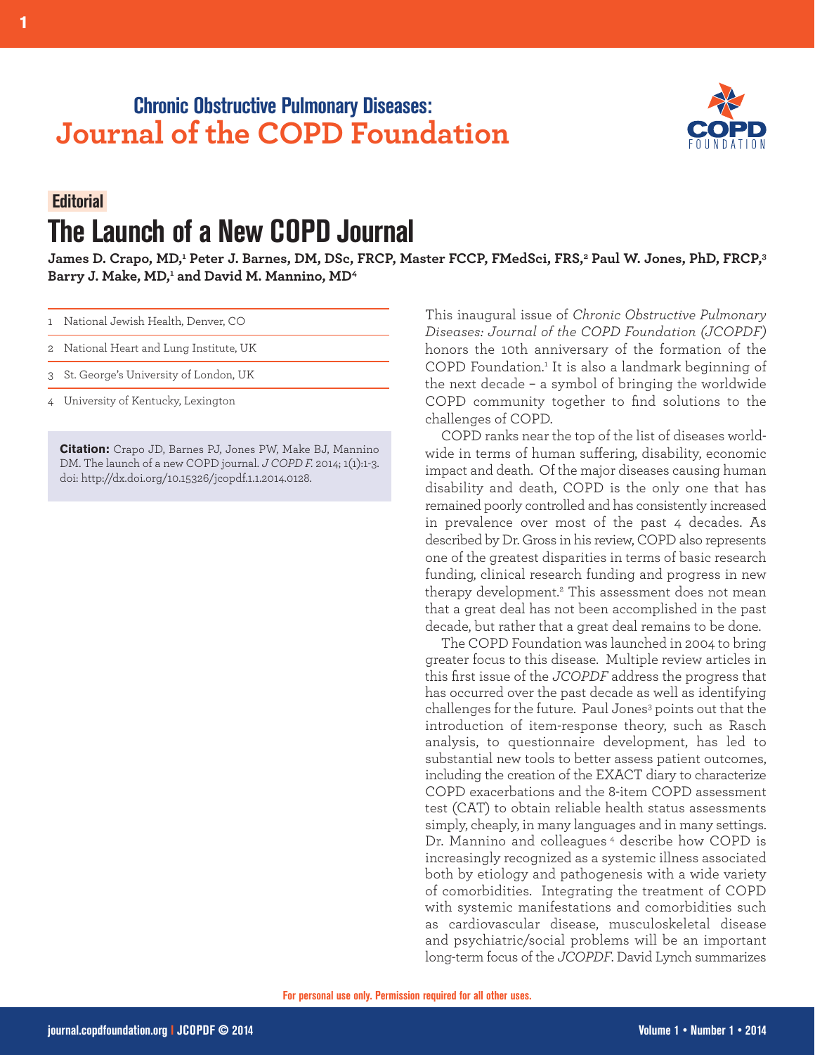# Chronic Obstructive Pulmonary Diseases: Journal of the COPD Foundation

**Editorial**

## The Launch of a New COPD Journal

**James D. Crapo, MD,[1] Peter J. Barnes, DM, DSc, FRCP, Master FCCP, FMedSci, FRS,[2] Paul W. Jones, PhD, FRCP,[3] Barry J. Make, MD,[1] and David M. Mannino, MD[4]**

1 National Jewish Health, Denver, CO

2 National Heart and Lung Institute, UK

3 St. George's University of London, UK

4 University of Kentucky, Lexington

**Citation:** Crapo JD, Barnes PJ, Jones PW, Make BJ, Mannino DM. The launch of a new COPD journal. *J COPD F.* 2014; 1(1):1-3. doi: http://dx.doi.org/10.15326/jcopdf.1.1.2014.0128.

This inaugural issue of *Chronic Obstructive Pulmonary Diseases: Journal of the COPD Foundation (JCOPDF)* honors the 10th anniversary of the formation of the COPD Foundation.[1] It is also a landmark beginning of the next decade – a symbol of bringing the worldwide COPD community together to find solutions to the challenges of COPD.

COPD ranks near the top of the list of diseases worldwide in terms of human suffering, disability, economic impact and death. Of the major diseases causing human disability and death, COPD is the only one that has remained poorly controlled and has consistently increased in prevalence over most of the past 4 decades. As described by Dr. Gross in his review, COPD also represents one of the greatest disparities in terms of basic research funding, clinical research funding and progress in new therapy development.[2] This assessment does not mean that a great deal has not been accomplished in the past decade, but rather that a great deal remains to be done.

The COPD Foundation was launched in 2004 to bring greater focus to this disease. Multiple review articles in this first issue of the *JCOPDF* address the progress that has occurred over the past decade as well as identifying challenges for the future. Paul Jones[3] points out that the introduction of item-response theory, such as Rasch analysis, to questionnaire development, has led to substantial new tools to better assess patient outcomes, including the creation of the EXACT diary to characterize COPD exacerbations and the 8-item COPD assessment test (CAT) to obtain reliable health status assessments simply, cheaply, in many languages and in many settings. Dr. Mannino and colleagues[4] describe how COPD is increasingly recognized as a systemic illness associated both by etiology and pathogenesis with a wide variety of comorbidities. Integrating the treatment of COPD with systemic manifestations and comorbidities such as cardiovascular disease, musculoskeletal disease and psychiatric/social problems will be an important long-term focus of the *JCOPDF*. David Lynch summarizes

For personal use only. Permission required for all other uses.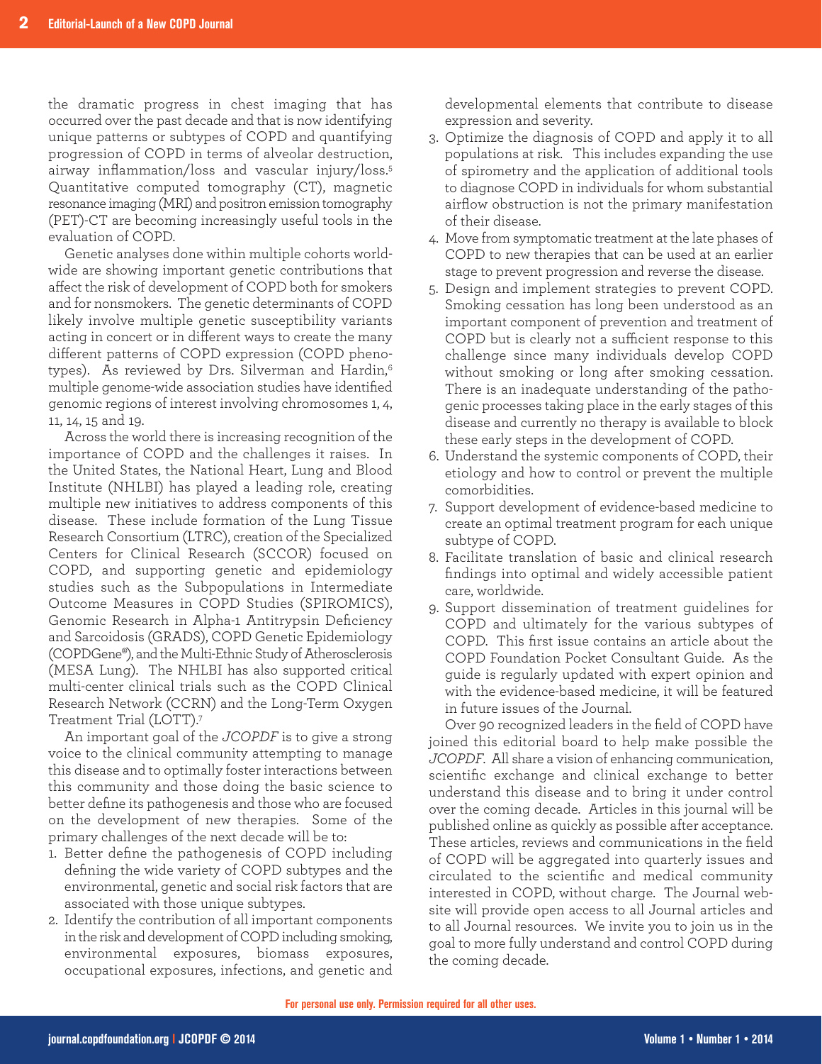the dramatic progress in chest imaging that has occurred over the past decade and that is now identifying unique patterns or subtypes of COPD and quantifying progression of COPD in terms of alveolar destruction, airway inflammation/loss and vascular injury/loss.[5] Quantitative computed tomography (CT), magnetic resonance imaging (MRI) and positron emission tomography (PET)-CT are becoming increasingly useful tools in the evaluation of COPD.

Genetic analyses done within multiple cohorts worldwide are showing important genetic contributions that affect the risk of development of COPD both for smokers and for nonsmokers. The genetic determinants of COPD likely involve multiple genetic susceptibility variants acting in concert or in different ways to create the many different patterns of COPD expression (COPD phenotypes). As reviewed by Drs. Silverman and Hardin,[6] multiple genome-wide association studies have identified genomic regions of interest involving chromosomes 1, 4, 11, 14, 15 and 19.

Across the world there is increasing recognition of the importance of COPD and the challenges it raises. In the United States, the National Heart, Lung and Blood Institute (NHLBI) has played a leading role, creating multiple new initiatives to address components of this disease. These include formation of the Lung Tissue Research Consortium (LTRC), creation of the Specialized Centers for Clinical Research (SCCOR) focused on COPD, and supporting genetic and epidemiology studies such as the Subpopulations in Intermediate Outcome Measures in COPD Studies (SPIROMICS), Genomic Research in Alpha-1 Antitrypsin Deficiency and Sarcoidosis (GRADS), COPD Genetic Epidemiology (COPDGene®), and the Multi-Ethnic Study of Atherosclerosis (MESA Lung). The NHLBI has also supported critical multi-center clinical trials such as the COPD Clinical Research Network (CCRN) and the Long-Term Oxygen Treatment Trial (LOTT).[7]

An important goal of the *JCOPDF* is to give a strong voice to the clinical community attempting to manage this disease and to optimally foster interactions between this community and those doing the basic science to better define its pathogenesis and those who are focused on the development of new therapies. Some of the primary challenges of the next decade will be to:

1. Better define the pathogenesis of COPD including defining the wide variety of COPD subtypes and the environmental, genetic and social risk factors that are associated with those unique subtypes.
2. Identify the contribution of all important components in the risk and development of COPD including smoking, environmental exposures, biomass exposures, occupational exposures, infections, and genetic and developmental elements that contribute to disease expression and severity.
3. Optimize the diagnosis of COPD and apply it to all populations at risk. This includes expanding the use of spirometry and the application of additional tools to diagnose COPD in individuals for whom substantial airflow obstruction is not the primary manifestation of their disease.
4. Move from symptomatic treatment at the late phases of COPD to new therapies that can be used at an earlier stage to prevent progression and reverse the disease.
5. Design and implement strategies to prevent COPD. Smoking cessation has long been understood as an important component of prevention and treatment of COPD but is clearly not a sufficient response to this challenge since many individuals develop COPD without smoking or long after smoking cessation. There is an inadequate understanding of the pathogenic processes taking place in the early stages of this disease and currently no therapy is available to block these early steps in the development of COPD.
6. Understand the systemic components of COPD, their etiology and how to control or prevent the multiple comorbidities.
7. Support development of evidence-based medicine to create an optimal treatment program for each unique subtype of COPD.
8. Facilitate translation of basic and clinical research findings into optimal and widely accessible patient care, worldwide.
9. Support dissemination of treatment guidelines for COPD and ultimately for the various subtypes of COPD. This first issue contains an article about the COPD Foundation Pocket Consultant Guide. As the guide is regularly updated with expert opinion and with the evidence-based medicine, it will be featured in future issues of the Journal.

Over 90 recognized leaders in the field of COPD have joined this editorial board to help make possible the *JCOPDF*. All share a vision of enhancing communication, scientific exchange and clinical exchange to better understand this disease and to bring it under control over the coming decade. Articles in this journal will be published online as quickly as possible after acceptance. These articles, reviews and communications in the field of COPD will be aggregated into quarterly issues and circulated to the scientific and medical community interested in COPD, without charge. The Journal website will provide open access to all Journal articles and to all Journal resources. We invite you to join us in the goal to more fully understand and control COPD during the coming decade.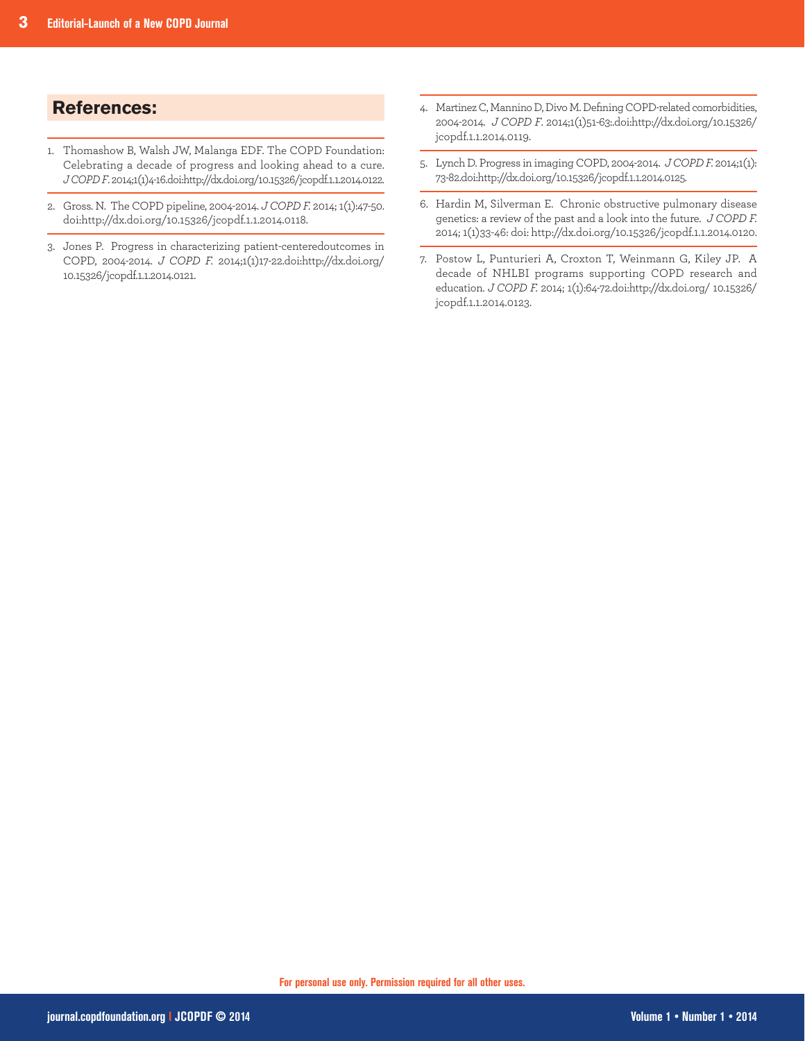## References:

1. Thomashow B, Walsh JW, Malanga EDF. The COPD Foundation: Celebrating a decade of progress and looking ahead to a cure. *J COPD F*. 2014;1(1)4-16.doi:http://dx.doi.org/10.15326/jcopdf.1.1.2014.0122.

2. Gross. N. The COPD pipeline, 2004-2014. *J COPD F.* 2014; 1(1):47-50. doi:http://dx.doi.org/10.15326/jcopdf.1.1.2014.0118.

3. Jones P. Progress in characterizing patient-centeredoutcomes in COPD, 2004-2014. *J COPD F.* 2014;1(1)17-22.doi:http://dx.doi.org/10.15326/jcopdf.1.1.2014.0121.

4. Martinez C, Mannino D, Divo M. Defining COPD-related comorbidities, 2004-2014. *J COPD F*. 2014;1(1)51-63:.doi:http://dx.doi.org/10.15326/jcopdf.1.1.2014.0119.

5. Lynch D. Progress in imaging COPD, 2004-2014. *J COPD F.* 2014;1(1): 73-82.doi:http://dx.doi.org/10.15326/jcopdf.1.1.2014.0125.

6. Hardin M, Silverman E. Chronic obstructive pulmonary disease genetics: a review of the past and a look into the future. *J COPD F.* 2014; 1(1)33-46: doi: http://dx.doi.org/10.15326/jcopdf.1.1.2014.0120.

7. Postow L, Punturieri A, Croxton T, Weinmann G, Kiley JP. A decade of NHLBI programs supporting COPD research and education. *J COPD F.* 2014; 1(1):64-72.doi:http://dx.doi.org/ 10.15326/jcopdf.1.1.2014.0123.

For personal use only. Permission required for all other uses.